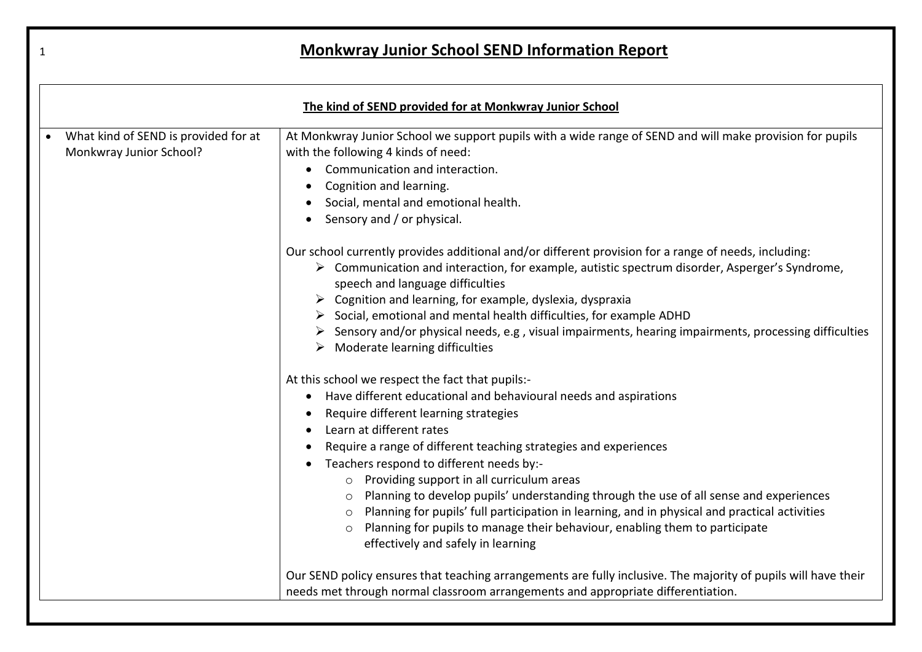# Monkwray Junior School SEND Information Report

| The kind of SEND provided for at Monkwray Junior School | |
|---|---|
| • What kind of SEND is provided for at Monkwray Junior School? | At Monkwray Junior School we support pupils with a wide range of SEND and will make provision for pupils with the following 4 kinds of need:<br>• Communication and interaction.<br>• Cognition and learning.<br>• Social, mental and emotional health.<br>• Sensory and / or physical.<br><br>Our school currently provides additional and/or different provision for a range of needs, including:<br>➢ Communication and interaction, for example, autistic spectrum disorder, Asperger's Syndrome, speech and language difficulties<br>➢ Cognition and learning, for example, dyslexia, dyspraxia<br>➢ Social, emotional and mental health difficulties, for example ADHD<br>➢ Sensory and/or physical needs, e.g , visual impairments, hearing impairments, processing difficulties<br>➢ Moderate learning difficulties<br><br>At this school we respect the fact that pupils:-<br>• Have different educational and behavioural needs and aspirations<br>• Require different learning strategies<br>• Learn at different rates<br>• Require a range of different teaching strategies and experiences<br>• Teachers respond to different needs by:-<br>&nbsp;&nbsp;o Providing support in all curriculum areas<br>&nbsp;&nbsp;o Planning to develop pupils' understanding through the use of all sense and experiences<br>&nbsp;&nbsp;o Planning for pupils' full participation in learning, and in physical and practical activities<br>&nbsp;&nbsp;o Planning for pupils to manage their behaviour, enabling them to participate effectively and safely in learning<br><br>Our SEND policy ensures that teaching arrangements are fully inclusive. The majority of pupils will have their needs met through normal classroom arrangements and appropriate differentiation. |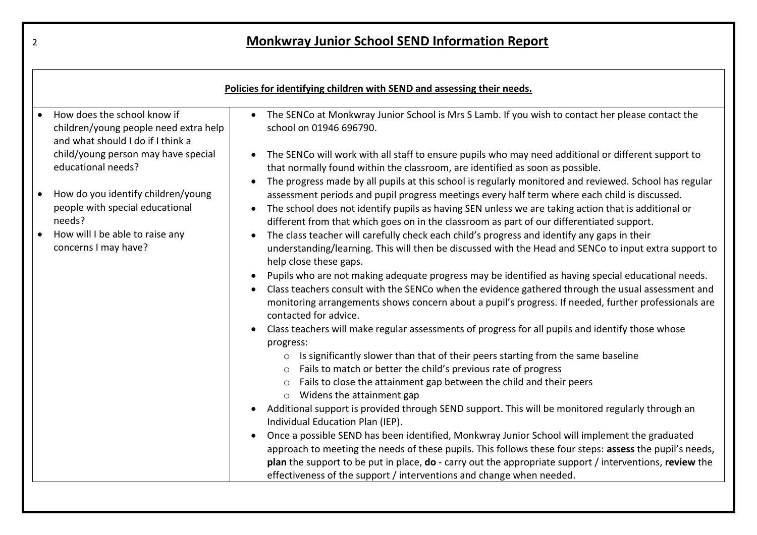# Monkwray Junior School SEND Information Report

## Policies for identifying children with SEND and assessing their needs.

| Question | Response |
| --- | --- |
| • How does the school know if children/young people need extra help and what should I do if I think a child/young person may have special educational needs?<br><br>• How do you identify children/young people with special educational needs?<br>• How will I be able to raise any concerns I may have? | • The SENCo at Monkwray Junior School is Mrs S Lamb. If you wish to contact her please contact the school on 01946 696790.<br><br>• The SENCo will work with all staff to ensure pupils who may need additional or different support to that normally found within the classroom, are identified as soon as possible.<br>• The progress made by all pupils at this school is regularly monitored and reviewed. School has regular assessment periods and pupil progress meetings every half term where each child is discussed.<br>• The school does not identify pupils as having SEN unless we are taking action that is additional or different from that which goes on in the classroom as part of our differentiated support.<br>• The class teacher will carefully check each child's progress and identify any gaps in their understanding/learning. This will then be discussed with the Head and SENCo to input extra support to help close these gaps.<br>• Pupils who are not making adequate progress may be identified as having special educational needs.<br>• Class teachers consult with the SENCo when the evidence gathered through the usual assessment and monitoring arrangements shows concern about a pupil's progress. If needed, further professionals are contacted for advice.<br>• Class teachers will make regular assessments of progress for all pupils and identify those whose progress:<br>  ○ Is significantly slower than that of their peers starting from the same baseline<br>  ○ Fails to match or better the child's previous rate of progress<br>  ○ Fails to close the attainment gap between the child and their peers<br>  ○ Widens the attainment gap<br>• Additional support is provided through SEND support. This will be monitored regularly through an Individual Education Plan (IEP).<br>• Once a possible SEND has been identified, Monkwray Junior School will implement the graduated approach to meeting the needs of these pupils. This follows these four steps: **assess** the pupil's needs, **plan** the support to be put in place, **do** - carry out the appropriate support / interventions, **review** the effectiveness of the support / interventions and change when needed. |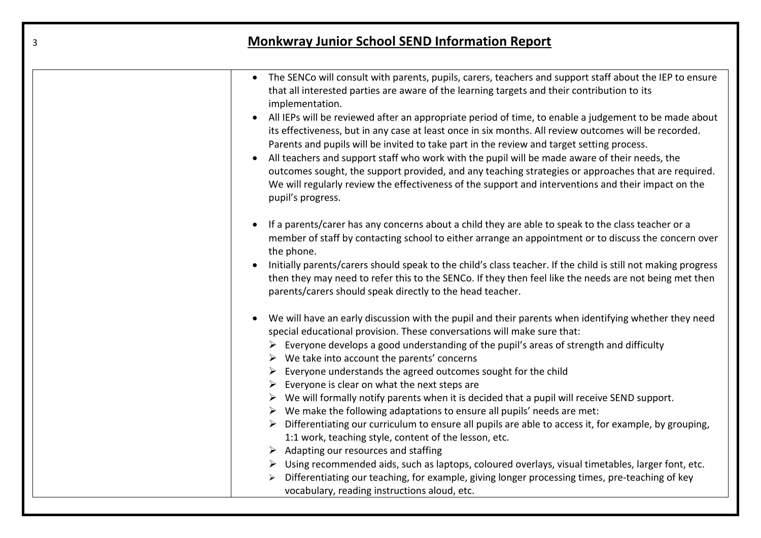# Monkwray Junior School SEND Information Report

| | |
|---|---|
| | • The SENCo will consult with parents, pupils, carers, teachers and support staff about the IEP to ensure that all interested parties are aware of the learning targets and their contribution to its implementation.<br>• All IEPs will be reviewed after an appropriate period of time, to enable a judgement to be made about its effectiveness, but in any case at least once in six months. All review outcomes will be recorded. Parents and pupils will be invited to take part in the review and target setting process.<br>• All teachers and support staff who work with the pupil will be made aware of their needs, the outcomes sought, the support provided, and any teaching strategies or approaches that are required. We will regularly review the effectiveness of the support and interventions and their impact on the pupil's progress.<br><br>• If a parents/carer has any concerns about a child they are able to speak to the class teacher or a member of staff by contacting school to either arrange an appointment or to discuss the concern over the phone.<br>• Initially parents/carers should speak to the child's class teacher. If the child is still not making progress then they may need to refer this to the SENCo. If they then feel like the needs are not being met then parents/carers should speak directly to the head teacher.<br><br>• We will have an early discussion with the pupil and their parents when identifying whether they need special educational provision. These conversations will make sure that:<br>➢ Everyone develops a good understanding of the pupil's areas of strength and difficulty<br>➢ We take into account the parents' concerns<br>➢ Everyone understands the agreed outcomes sought for the child<br>➢ Everyone is clear on what the next steps are<br>➢ We will formally notify parents when it is decided that a pupil will receive SEND support.<br>➢ We make the following adaptations to ensure all pupils' needs are met:<br>➢ Differentiating our curriculum to ensure all pupils are able to access it, for example, by grouping, 1:1 work, teaching style, content of the lesson, etc.<br>➢ Adapting our resources and staffing<br>➢ Using recommended aids, such as laptops, coloured overlays, visual timetables, larger font, etc.<br>➢ Differentiating our teaching, for example, giving longer processing times, pre-teaching of key vocabulary, reading instructions aloud, etc. |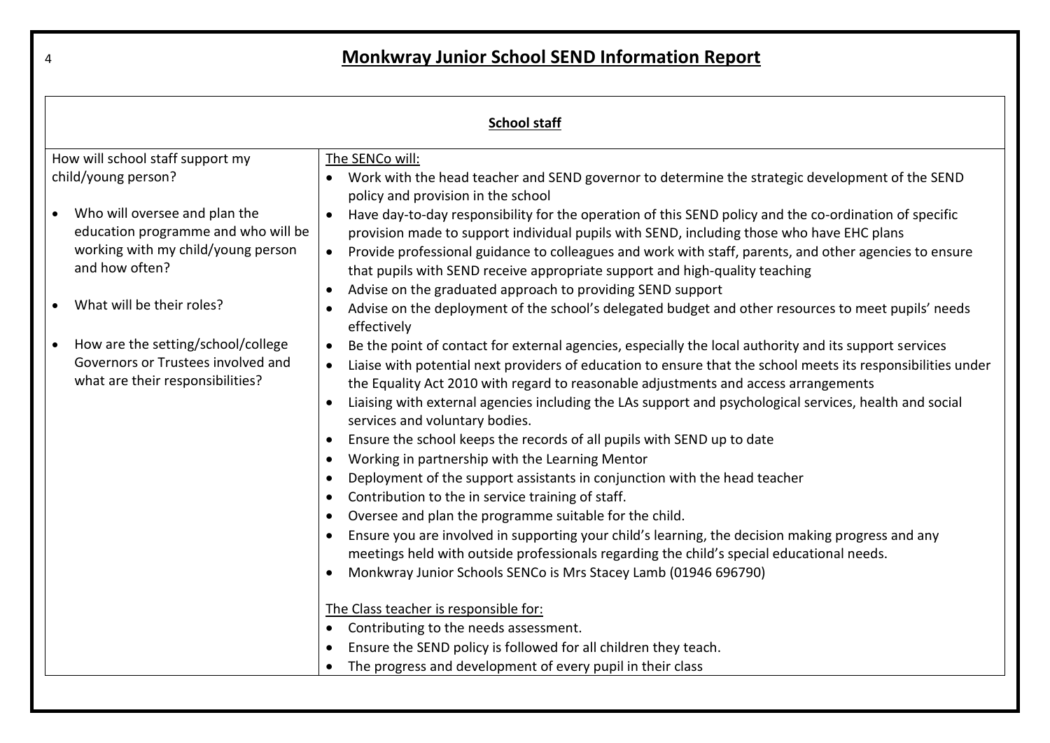# Monkwray Junior School SEND Information Report

| School staff | |
|---|---|
| How will school staff support my child/young person?<br><br>• Who will oversee and plan the education programme and who will be working with my child/young person and how often?<br><br>• What will be their roles?<br><br>• How are the setting/school/college Governors or Trustees involved and what are their responsibilities? | The SENCo will:<br>• Work with the head teacher and SEND governor to determine the strategic development of the SEND policy and provision in the school<br>• Have day-to-day responsibility for the operation of this SEND policy and the co-ordination of specific provision made to support individual pupils with SEND, including those who have EHC plans<br>• Provide professional guidance to colleagues and work with staff, parents, and other agencies to ensure that pupils with SEND receive appropriate support and high-quality teaching<br>• Advise on the graduated approach to providing SEND support<br>• Advise on the deployment of the school's delegated budget and other resources to meet pupils' needs effectively<br>• Be the point of contact for external agencies, especially the local authority and its support services<br>• Liaise with potential next providers of education to ensure that the school meets its responsibilities under the Equality Act 2010 with regard to reasonable adjustments and access arrangements<br>• Liaising with external agencies including the LAs support and psychological services, health and social services and voluntary bodies.<br>• Ensure the school keeps the records of all pupils with SEND up to date<br>• Working in partnership with the Learning Mentor<br>• Deployment of the support assistants in conjunction with the head teacher<br>• Contribution to the in service training of staff.<br>• Oversee and plan the programme suitable for the child.<br>• Ensure you are involved in supporting your child's learning, the decision making progress and any meetings held with outside professionals regarding the child's special educational needs.<br>• Monkwray Junior Schools SENCo is Mrs Stacey Lamb (01946 696790)<br><br>The Class teacher is responsible for:<br>• Contributing to the needs assessment.<br>• Ensure the SEND policy is followed for all children they teach.<br>• The progress and development of every pupil in their class |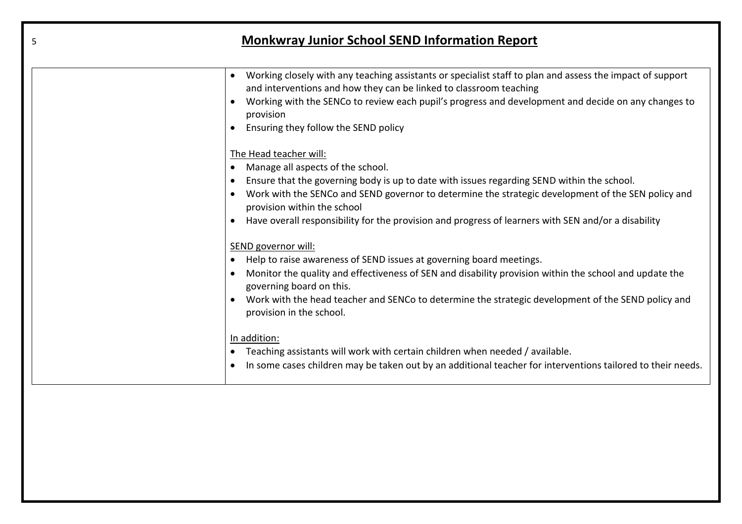| | |
|---|---|
| | • Working closely with any teaching assistants or specialist staff to plan and assess the impact of support and interventions and how they can be linked to classroom teaching<br>• Working with the SENCo to review each pupil's progress and development and decide on any changes to provision<br>• Ensuring they follow the SEND policy<br><br>The Head teacher will:<br>• Manage all aspects of the school.<br>• Ensure that the governing body is up to date with issues regarding SEND within the school.<br>• Work with the SENCo and SEND governor to determine the strategic development of the SEN policy and provision within the school<br>• Have overall responsibility for the provision and progress of learners with SEN and/or a disability<br><br>SEND governor will:<br>• Help to raise awareness of SEND issues at governing board meetings.<br>• Monitor the quality and effectiveness of SEN and disability provision within the school and update the governing board on this.<br>• Work with the head teacher and SENCo to determine the strategic development of the SEND policy and provision in the school.<br><br>In addition:<br>• Teaching assistants will work with certain children when needed / available.<br>• In some cases children may be taken out by an additional teacher for interventions tailored to their needs. |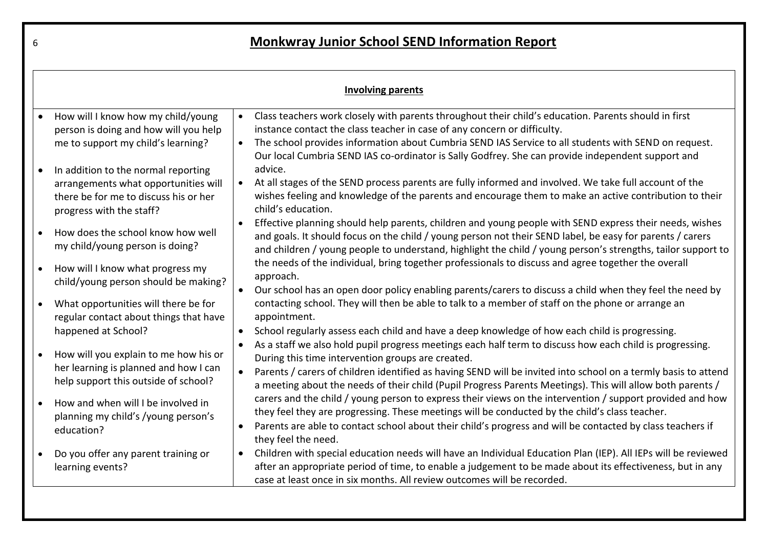# Monkwray Junior School SEND Information Report

| Involving parents | |
|---|---|
| <ul><li>How will I know how my child/young person is doing and how will you help me to support my child's learning?</li><li>In addition to the normal reporting arrangements what opportunities will there be for me to discuss his or her progress with the staff?</li><li>How does the school know how well my child/young person is doing?</li><li>How will I know what progress my child/young person should be making?</li><li>What opportunities will there be for regular contact about things that have happened at School?</li><li>How will you explain to me how his or her learning is planned and how I can help support this outside of school?</li><li>How and when will I be involved in planning my child's /young person's education?</li><li>Do you offer any parent training or learning events?</li></ul> | <ul><li>Class teachers work closely with parents throughout their child's education. Parents should in first instance contact the class teacher in case of any concern or difficulty.</li><li>The school provides information about Cumbria SEND IAS Service to all students with SEND on request. Our local Cumbria SEND IAS co-ordinator is Sally Godfrey. She can provide independent support and advice.</li><li>At all stages of the SEND process parents are fully informed and involved. We take full account of the wishes feeling and knowledge of the parents and encourage them to make an active contribution to their child's education.</li><li>Effective planning should help parents, children and young people with SEND express their needs, wishes and goals. It should focus on the child / young person not their SEND label, be easy for parents / carers and children / young people to understand, highlight the child / young person's strengths, tailor support to the needs of the individual, bring together professionals to discuss and agree together the overall approach.</li><li>Our school has an open door policy enabling parents/carers to discuss a child when they feel the need by contacting school. They will then be able to talk to a member of staff on the phone or arrange an appointment.</li><li>School regularly assess each child and have a deep knowledge of how each child is progressing.</li><li>As a staff we also hold pupil progress meetings each half term to discuss how each child is progressing. During this time intervention groups are created.</li><li>Parents / carers of children identified as having SEND will be invited into school on a termly basis to attend a meeting about the needs of their child (Pupil Progress Parents Meetings). This will allow both parents / carers and the child / young person to express their views on the intervention / support provided and how they feel they are progressing. These meetings will be conducted by the child's class teacher.</li><li>Parents are able to contact school about their child's progress and will be contacted by class teachers if they feel the need.</li><li>Children with special education needs will have an Individual Education Plan (IEP). All IEPs will be reviewed after an appropriate period of time, to enable a judgement to be made about its effectiveness, but in any case at least once in six months. All review outcomes will be recorded.</li></ul> |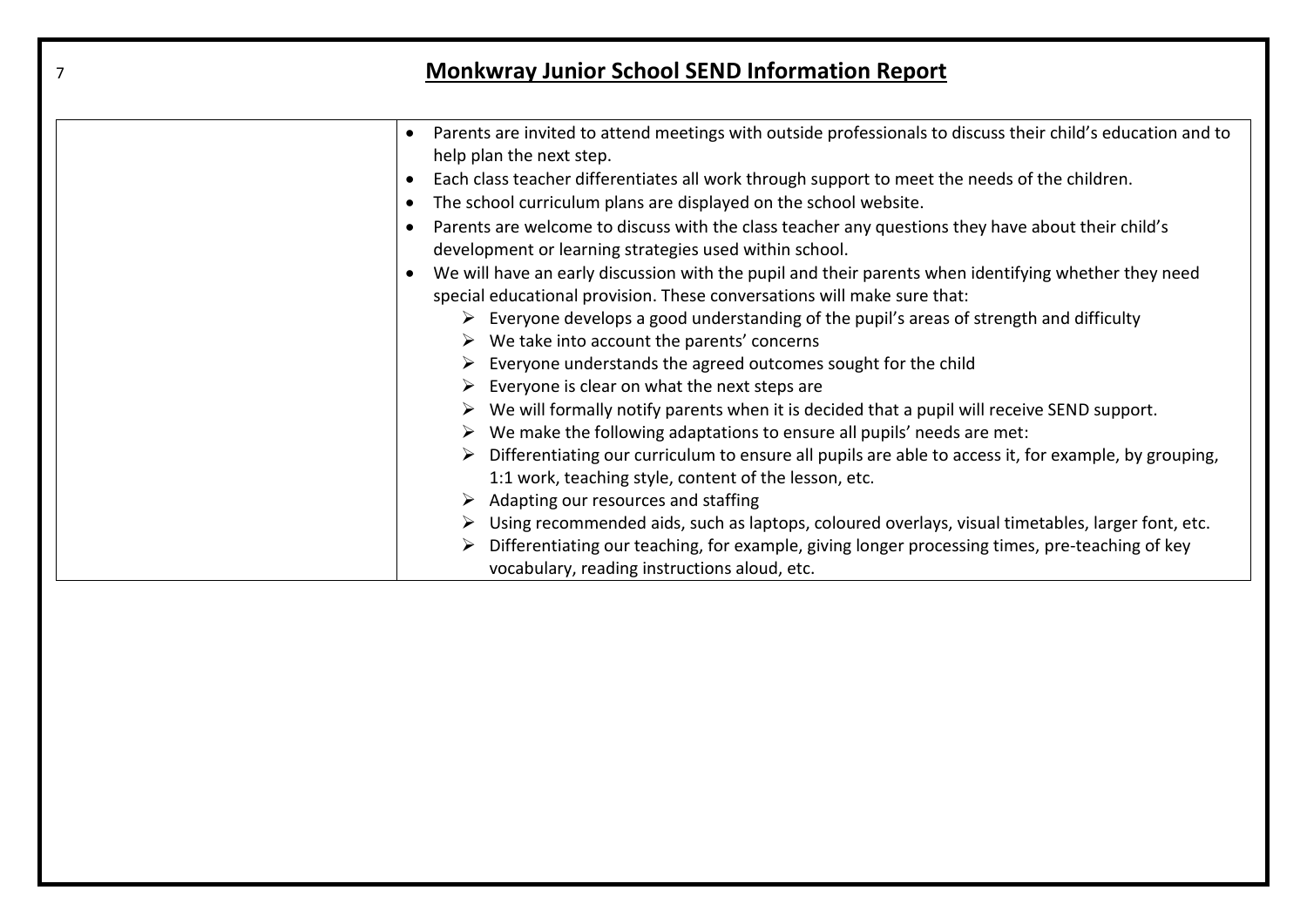- Parents are invited to attend meetings with outside professionals to discuss their child's education and to help plan the next step.
- Each class teacher differentiates all work through support to meet the needs of the children.
- The school curriculum plans are displayed on the school website.
- Parents are welcome to discuss with the class teacher any questions they have about their child's development or learning strategies used within school.
- We will have an early discussion with the pupil and their parents when identifying whether they need special educational provision. These conversations will make sure that:
  - Everyone develops a good understanding of the pupil's areas of strength and difficulty
  - We take into account the parents' concerns
  - Everyone understands the agreed outcomes sought for the child
  - Everyone is clear on what the next steps are
  - We will formally notify parents when it is decided that a pupil will receive SEND support.
  - We make the following adaptations to ensure all pupils' needs are met:
  - Differentiating our curriculum to ensure all pupils are able to access it, for example, by grouping, 1:1 work, teaching style, content of the lesson, etc.
  - Adapting our resources and staffing
  - Using recommended aids, such as laptops, coloured overlays, visual timetables, larger font, etc.
  - Differentiating our teaching, for example, giving longer processing times, pre-teaching of key vocabulary, reading instructions aloud, etc.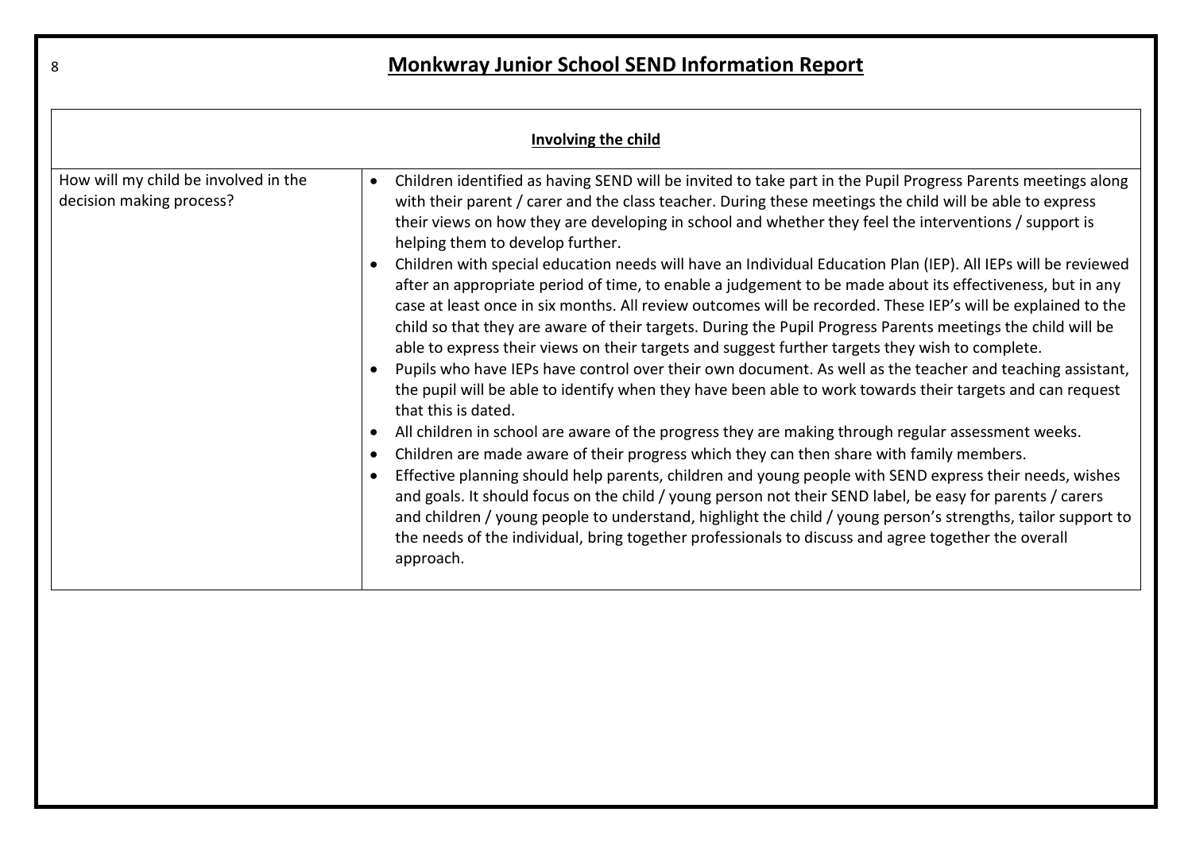# Monkwray Junior School SEND Information Report

| Involving the child | |
|---|---|
| How will my child be involved in the decision making process? | <ul><li>Children identified as having SEND will be invited to take part in the Pupil Progress Parents meetings along with their parent / carer and the class teacher. During these meetings the child will be able to express their views on how they are developing in school and whether they feel the interventions / support is helping them to develop further.</li><li>Children with special education needs will have an Individual Education Plan (IEP). All IEPs will be reviewed after an appropriate period of time, to enable a judgement to be made about its effectiveness, but in any case at least once in six months. All review outcomes will be recorded. These IEP's will be explained to the child so that they are aware of their targets. During the Pupil Progress Parents meetings the child will be able to express their views on their targets and suggest further targets they wish to complete.</li><li>Pupils who have IEPs have control over their own document. As well as the teacher and teaching assistant, the pupil will be able to identify when they have been able to work towards their targets and can request that this is dated.</li><li>All children in school are aware of the progress they are making through regular assessment weeks.</li><li>Children are made aware of their progress which they can then share with family members.</li><li>Effective planning should help parents, children and young people with SEND express their needs, wishes and goals. It should focus on the child / young person not their SEND label, be easy for parents / carers and children / young people to understand, highlight the child / young person's strengths, tailor support to the needs of the individual, bring together professionals to discuss and agree together the overall approach.</li></ul> |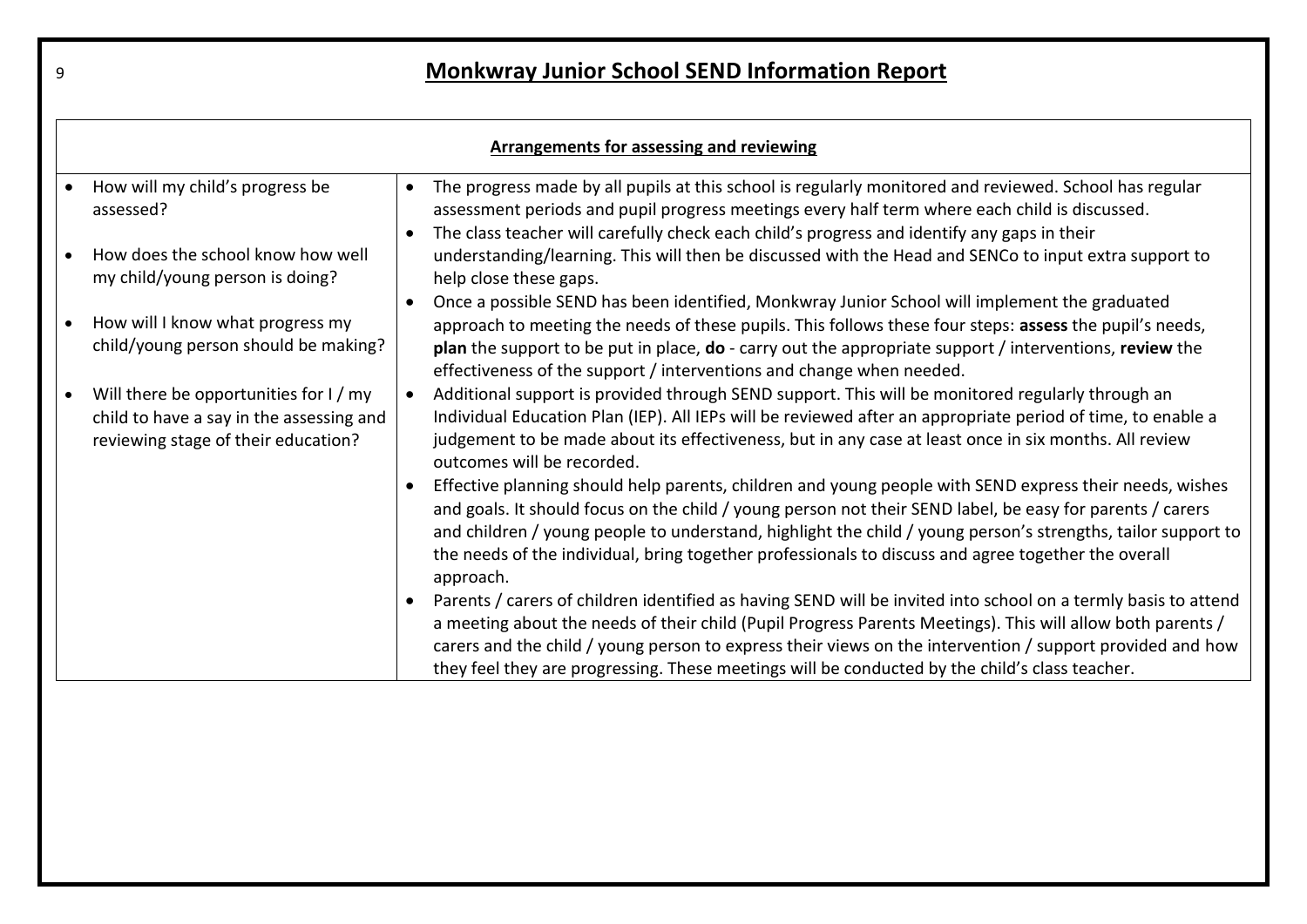# Monkwray Junior School SEND Information Report

| Arrangements for assessing and reviewing | |
|---|---|
| <ul><li>How will my child's progress be assessed?</li><li>How does the school know how well my child/young person is doing?</li><li>How will I know what progress my child/young person should be making?</li><li>Will there be opportunities for I / my child to have a say in the assessing and reviewing stage of their education?</li></ul> | <ul><li>The progress made by all pupils at this school is regularly monitored and reviewed. School has regular assessment periods and pupil progress meetings every half term where each child is discussed.</li><li>The class teacher will carefully check each child's progress and identify any gaps in their understanding/learning. This will then be discussed with the Head and SENCo to input extra support to help close these gaps.</li><li>Once a possible SEND has been identified, Monkwray Junior School will implement the graduated approach to meeting the needs of these pupils. This follows these four steps: **assess** the pupil's needs, **plan** the support to be put in place, **do** - carry out the appropriate support / interventions, **review** the effectiveness of the support / interventions and change when needed.</li><li>Additional support is provided through SEND support. This will be monitored regularly through an Individual Education Plan (IEP). All IEPs will be reviewed after an appropriate period of time, to enable a judgement to be made about its effectiveness, but in any case at least once in six months. All review outcomes will be recorded.</li><li>Effective planning should help parents, children and young people with SEND express their needs, wishes and goals. It should focus on the child / young person not their SEND label, be easy for parents / carers and children / young people to understand, highlight the child / young person's strengths, tailor support to the needs of the individual, bring together professionals to discuss and agree together the overall approach.</li><li>Parents / carers of children identified as having SEND will be invited into school on a termly basis to attend a meeting about the needs of their child (Pupil Progress Parents Meetings). This will allow both parents / carers and the child / young person to express their views on the intervention / support provided and how they feel they are progressing. These meetings will be conducted by the child's class teacher.</li></ul> |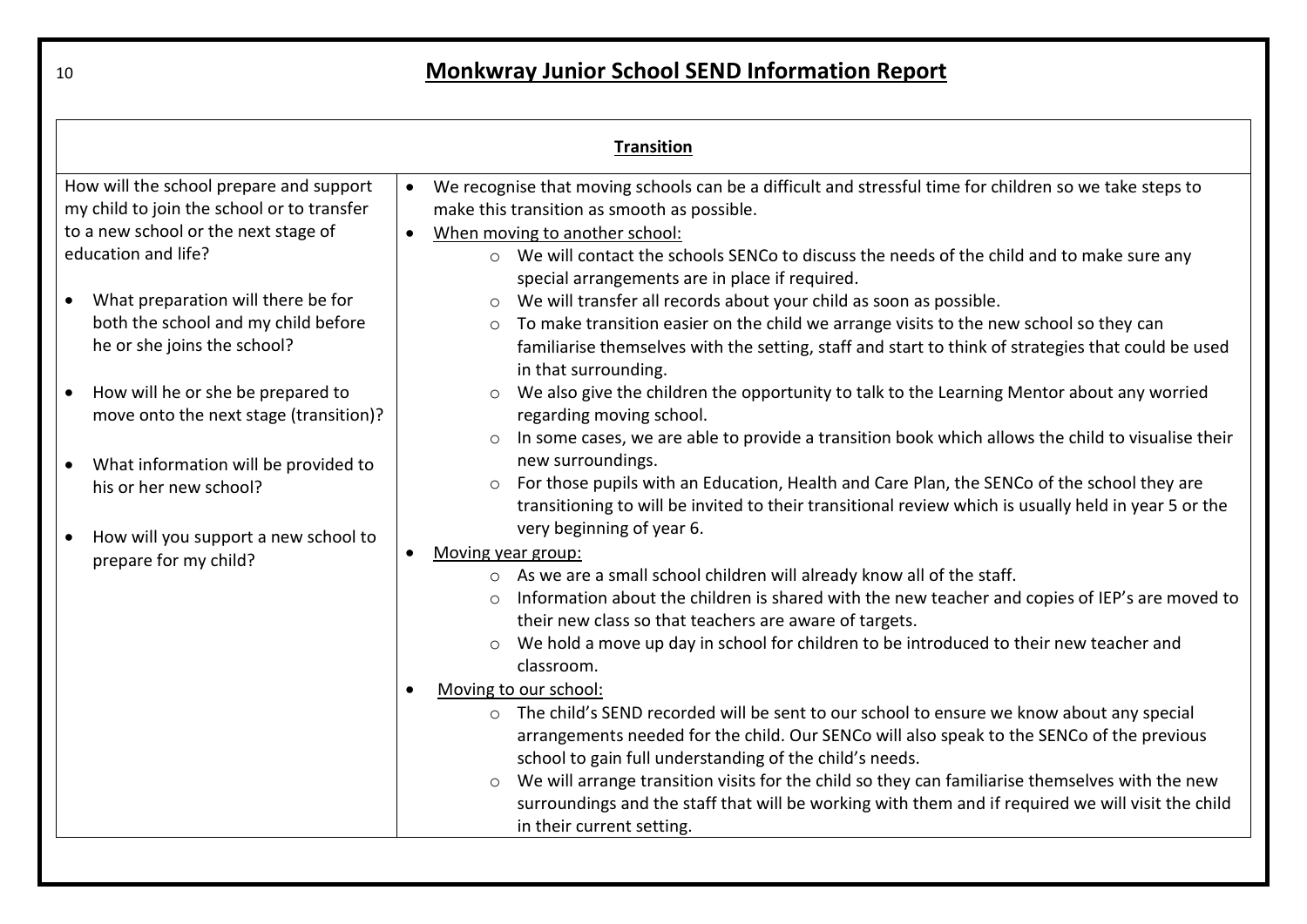# Monkwray Junior School SEND Information Report

| Transition | |
|---|---|
| How will the school prepare and support my child to join the school or to transfer to a new school or the next stage of education and life?<br><br>• What preparation will there be for both the school and my child before he or she joins the school?<br><br>• How will he or she be prepared to move onto the next stage (transition)?<br><br>• What information will be provided to his or her new school?<br><br>• How will you support a new school to prepare for my child? | • We recognise that moving schools can be a difficult and stressful time for children so we take steps to make this transition as smooth as possible.<br>• <u>When moving to another school:</u><br>&nbsp;&nbsp;&nbsp;&nbsp;○ We will contact the schools SENCo to discuss the needs of the child and to make sure any special arrangements are in place if required.<br>&nbsp;&nbsp;&nbsp;&nbsp;○ We will transfer all records about your child as soon as possible.<br>&nbsp;&nbsp;&nbsp;&nbsp;○ To make transition easier on the child we arrange visits to the new school so they can familiarise themselves with the setting, staff and start to think of strategies that could be used in that surrounding.<br>&nbsp;&nbsp;&nbsp;&nbsp;○ We also give the children the opportunity to talk to the Learning Mentor about any worried regarding moving school.<br>&nbsp;&nbsp;&nbsp;&nbsp;○ In some cases, we are able to provide a transition book which allows the child to visualise their new surroundings.<br>&nbsp;&nbsp;&nbsp;&nbsp;○ For those pupils with an Education, Health and Care Plan, the SENCo of the school they are transitioning to will be invited to their transitional review which is usually held in year 5 or the very beginning of year 6.<br>• <u>Moving year group:</u><br>&nbsp;&nbsp;&nbsp;&nbsp;○ As we are a small school children will already know all of the staff.<br>&nbsp;&nbsp;&nbsp;&nbsp;○ Information about the children is shared with the new teacher and copies of IEP's are moved to their new class so that teachers are aware of targets.<br>&nbsp;&nbsp;&nbsp;&nbsp;○ We hold a move up day in school for children to be introduced to their new teacher and classroom.<br>• <u>Moving to our school:</u><br>&nbsp;&nbsp;&nbsp;&nbsp;○ The child's SEND recorded will be sent to our school to ensure we know about any special arrangements needed for the child. Our SENCo will also speak to the SENCo of the previous school to gain full understanding of the child's needs.<br>&nbsp;&nbsp;&nbsp;&nbsp;○ We will arrange transition visits for the child so they can familiarise themselves with the new surroundings and the staff that will be working with them and if required we will visit the child in their current setting. |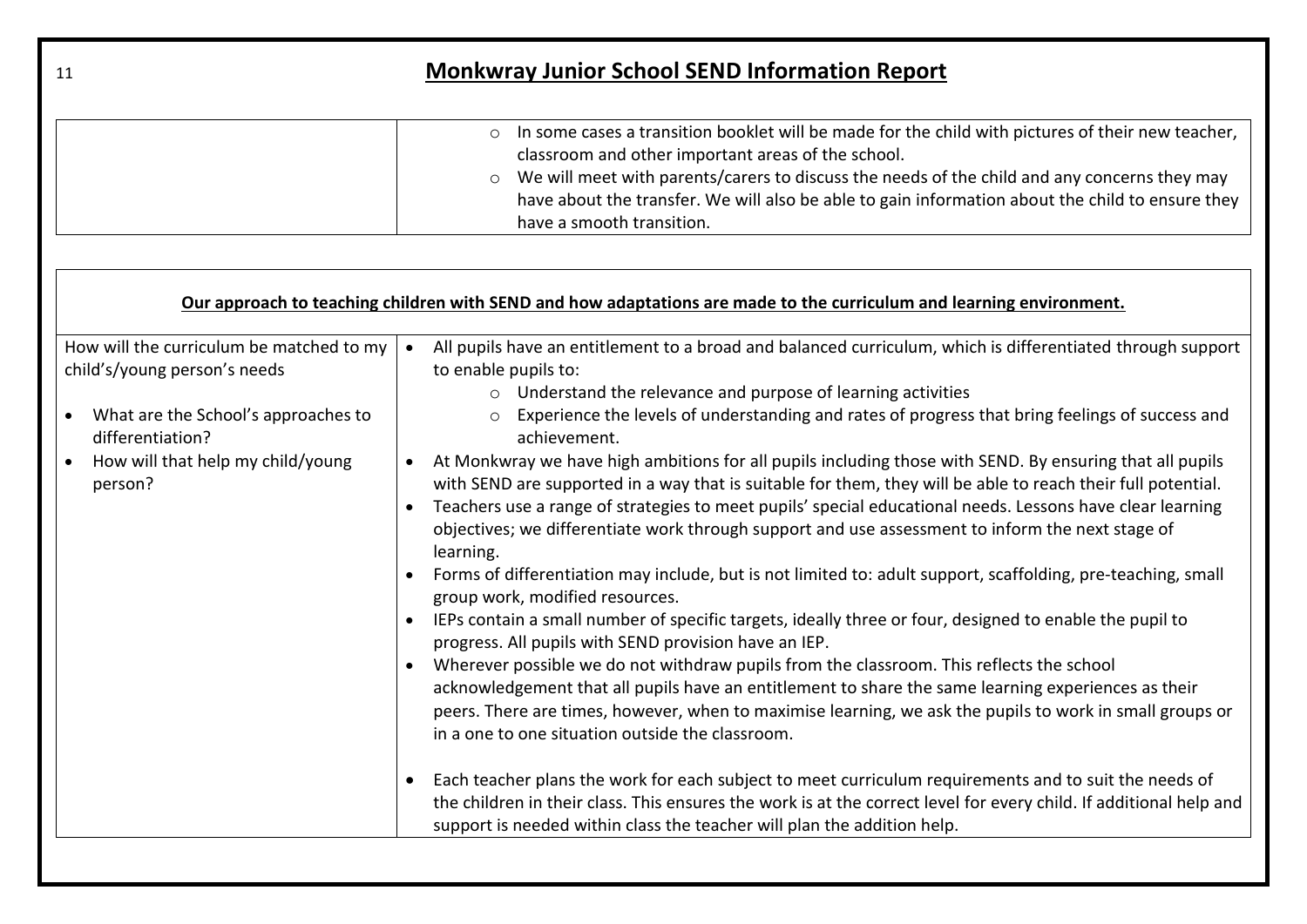| | |
|---|---|
| | ○ In some cases a transition booklet will be made for the child with pictures of their new teacher, classroom and other important areas of the school.<br>○ We will meet with parents/carers to discuss the needs of the child and any concerns they may have about the transfer. We will also be able to gain information about the child to ensure they have a smooth transition. |

| **Our approach to teaching children with SEND and how adaptations are made to the curriculum and learning environment.** | |
|---|---|
| How will the curriculum be matched to my child's/young person's needs<br><br>• What are the School's approaches to differentiation?<br>• How will that help my child/young person? | • All pupils have an entitlement to a broad and balanced curriculum, which is differentiated through support to enable pupils to:<br>&nbsp;&nbsp;○ Understand the relevance and purpose of learning activities<br>&nbsp;&nbsp;○ Experience the levels of understanding and rates of progress that bring feelings of success and achievement.<br>• At Monkwray we have high ambitions for all pupils including those with SEND. By ensuring that all pupils with SEND are supported in a way that is suitable for them, they will be able to reach their full potential.<br>• Teachers use a range of strategies to meet pupils' special educational needs. Lessons have clear learning objectives; we differentiate work through support and use assessment to inform the next stage of learning.<br>• Forms of differentiation may include, but is not limited to: adult support, scaffolding, pre-teaching, small group work, modified resources.<br>• IEPs contain a small number of specific targets, ideally three or four, designed to enable the pupil to progress. All pupils with SEND provision have an IEP.<br>• Wherever possible we do not withdraw pupils from the classroom. This reflects the school acknowledgement that all pupils have an entitlement to share the same learning experiences as their peers. There are times, however, when to maximise learning, we ask the pupils to work in small groups or in a one to one situation outside the classroom.<br><br>• Each teacher plans the work for each subject to meet curriculum requirements and to suit the needs of the children in their class. This ensures the work is at the correct level for every child. If additional help and support is needed within class the teacher will plan the addition help. |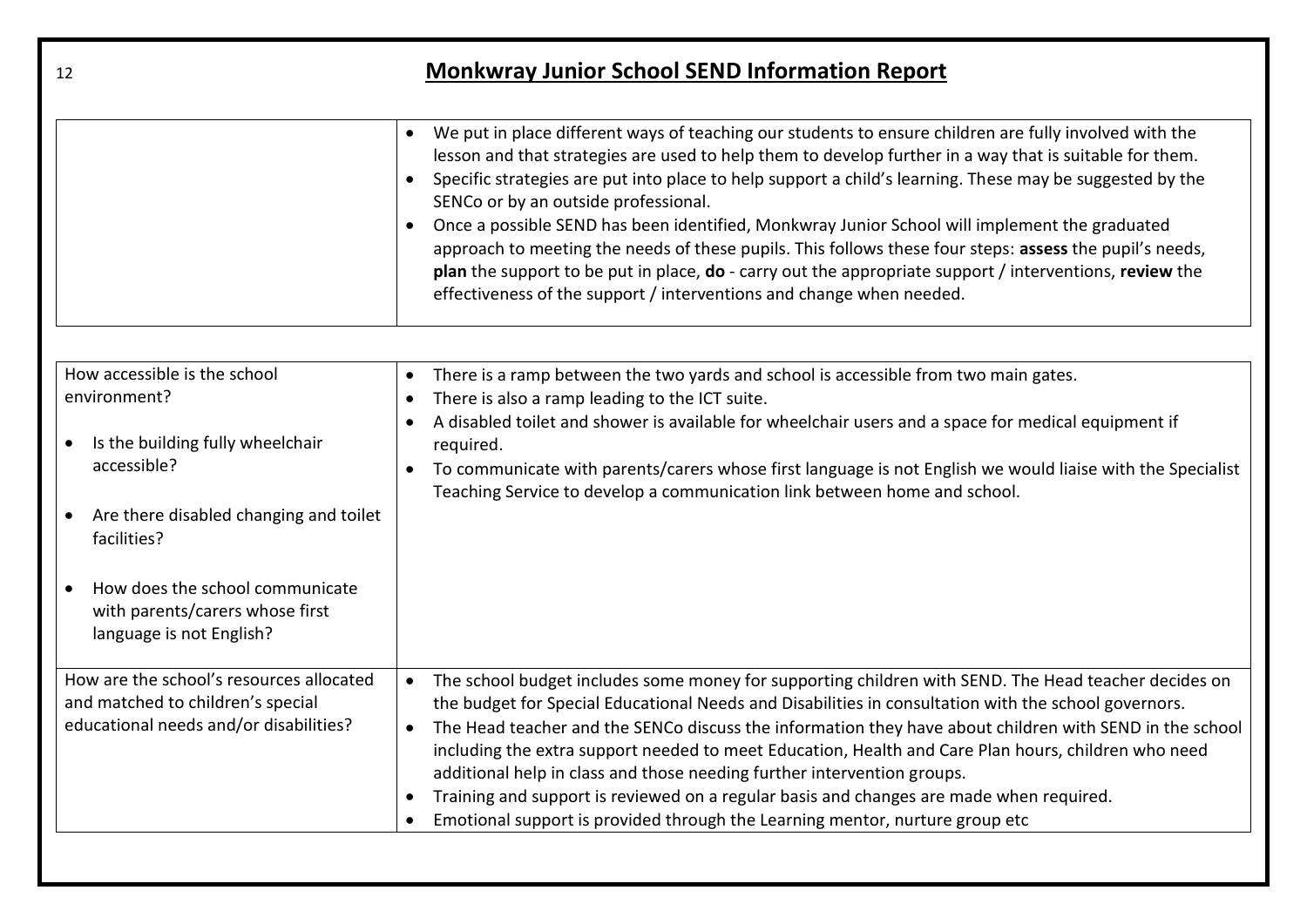# Monkwray Junior School SEND Information Report

| | |
|---|---|
| | • We put in place different ways of teaching our students to ensure children are fully involved with the lesson and that strategies are used to help them to develop further in a way that is suitable for them.<br>• Specific strategies are put into place to help support a child's learning. These may be suggested by the SENCo or by an outside professional.<br>• Once a possible SEND has been identified, Monkwray Junior School will implement the graduated approach to meeting the needs of these pupils. This follows these four steps: **assess** the pupil's needs, **plan** the support to be put in place, **do** - carry out the appropriate support / interventions, **review** the effectiveness of the support / interventions and change when needed. |

| | |
|---|---|
| How accessible is the school environment?<br>• Is the building fully wheelchair accessible?<br>• Are there disabled changing and toilet facilities?<br>• How does the school communicate with parents/carers whose first language is not English? | • There is a ramp between the two yards and school is accessible from two main gates.<br>• There is also a ramp leading to the ICT suite.<br>• A disabled toilet and shower is available for wheelchair users and a space for medical equipment if required.<br>• To communicate with parents/carers whose first language is not English we would liaise with the Specialist Teaching Service to develop a communication link between home and school. |
| How are the school's resources allocated and matched to children's special educational needs and/or disabilities? | • The school budget includes some money for supporting children with SEND. The Head teacher decides on the budget for Special Educational Needs and Disabilities in consultation with the school governors.<br>• The Head teacher and the SENCo discuss the information they have about children with SEND in the school including the extra support needed to meet Education, Health and Care Plan hours, children who need additional help in class and those needing further intervention groups.<br>• Training and support is reviewed on a regular basis and changes are made when required.<br>• Emotional support is provided through the Learning mentor, nurture group etc |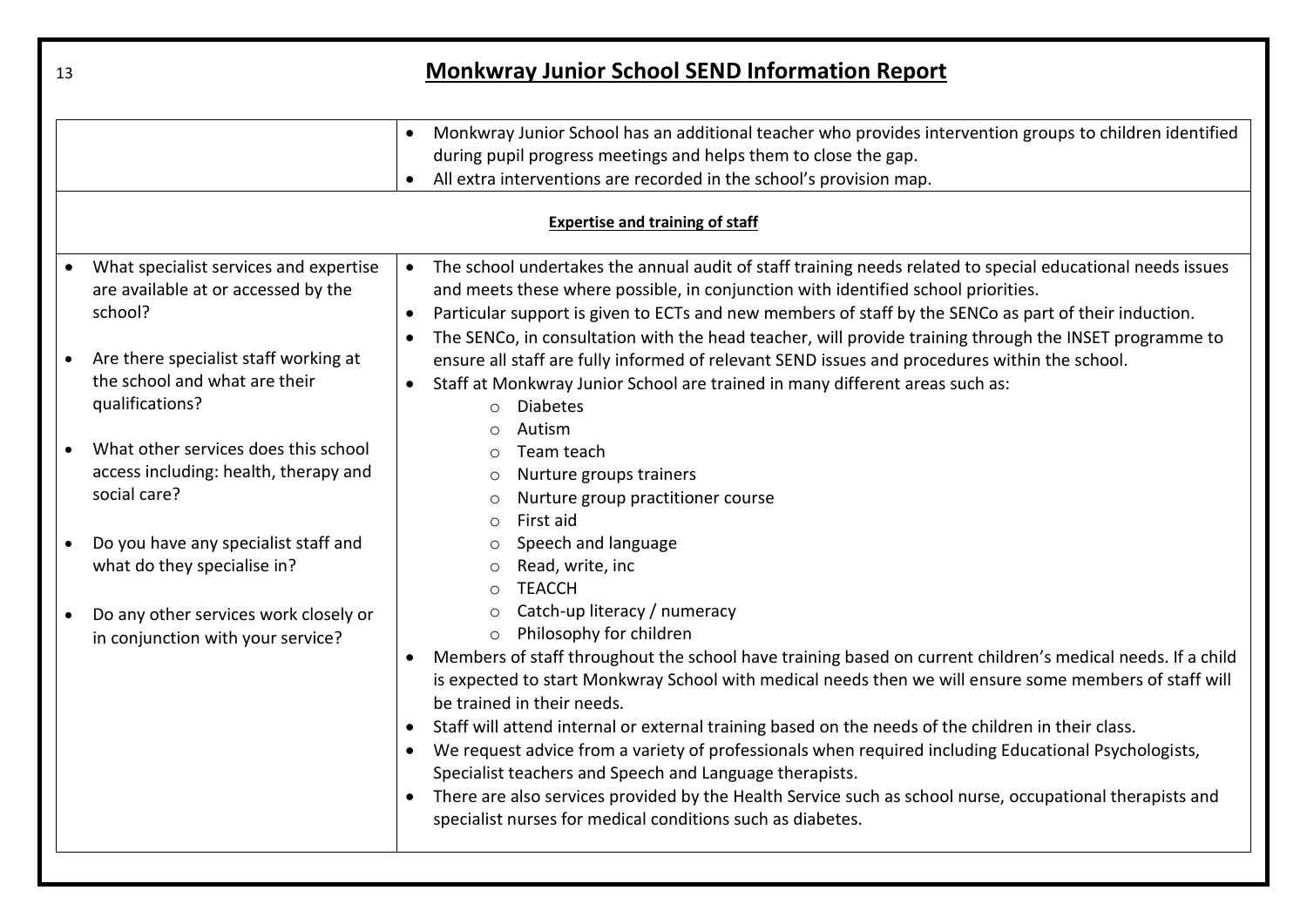| | |
|---|---|
| | • Monkwray Junior School has an additional teacher who provides intervention groups to children identified during pupil progress meetings and helps them to close the gap.<br>• All extra interventions are recorded in the school's provision map. |
| **Expertise and training of staff** | |
| • What specialist services and expertise are available at or accessed by the school?<br><br>• Are there specialist staff working at the school and what are their qualifications?<br><br>• What other services does this school access including: health, therapy and social care?<br><br>• Do you have any specialist staff and what do they specialise in?<br><br>• Do any other services work closely or in conjunction with your service? | • The school undertakes the annual audit of staff training needs related to special educational needs issues and meets these where possible, in conjunction with identified school priorities.<br>• Particular support is given to ECTs and new members of staff by the SENCo as part of their induction.<br>• The SENCo, in consultation with the head teacher, will provide training through the INSET programme to ensure all staff are fully informed of relevant SEND issues and procedures within the school.<br>• Staff at Monkwray Junior School are trained in many different areas such as:<br>&nbsp;&nbsp;&nbsp;&nbsp;○ Diabetes<br>&nbsp;&nbsp;&nbsp;&nbsp;○ Autism<br>&nbsp;&nbsp;&nbsp;&nbsp;○ Team teach<br>&nbsp;&nbsp;&nbsp;&nbsp;○ Nurture groups trainers<br>&nbsp;&nbsp;&nbsp;&nbsp;○ Nurture group practitioner course<br>&nbsp;&nbsp;&nbsp;&nbsp;○ First aid<br>&nbsp;&nbsp;&nbsp;&nbsp;○ Speech and language<br>&nbsp;&nbsp;&nbsp;&nbsp;○ Read, write, inc<br>&nbsp;&nbsp;&nbsp;&nbsp;○ TEACCH<br>&nbsp;&nbsp;&nbsp;&nbsp;○ Catch-up literacy / numeracy<br>&nbsp;&nbsp;&nbsp;&nbsp;○ Philosophy for children<br>• Members of staff throughout the school have training based on current children's medical needs. If a child is expected to start Monkwray School with medical needs then we will ensure some members of staff will be trained in their needs.<br>• Staff will attend internal or external training based on the needs of the children in their class.<br>• We request advice from a variety of professionals when required including Educational Psychologists, Specialist teachers and Speech and Language therapists.<br>• There are also services provided by the Health Service such as school nurse, occupational therapists and specialist nurses for medical conditions such as diabetes. |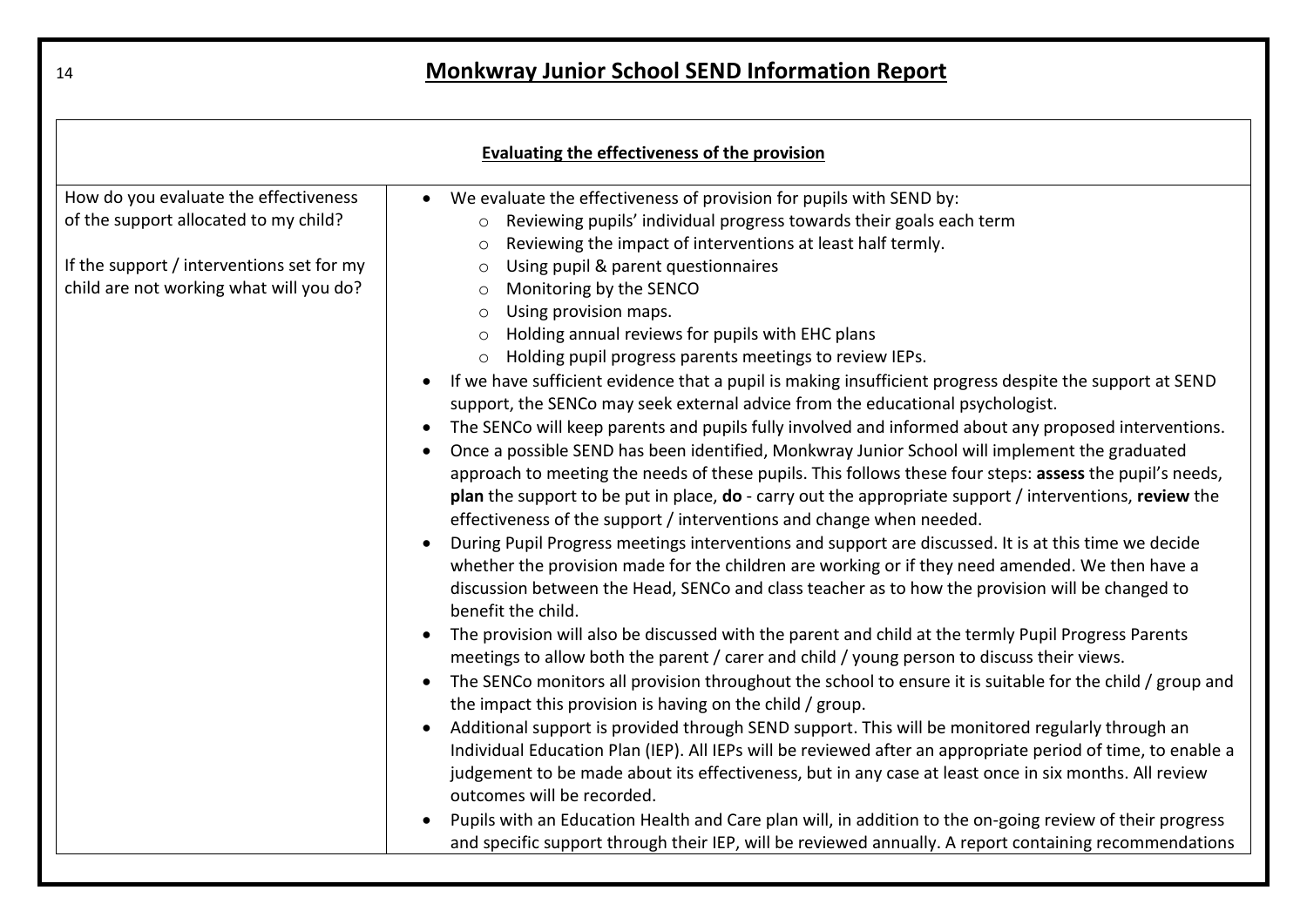# Monkwray Junior School SEND Information Report

| Evaluating the effectiveness of the provision | |
|---|---|
| How do you evaluate the effectiveness of the support allocated to my child?<br><br>If the support / interventions set for my child are not working what will you do? | • We evaluate the effectiveness of provision for pupils with SEND by:<br>&nbsp;&nbsp;&nbsp;&nbsp;○ Reviewing pupils' individual progress towards their goals each term<br>&nbsp;&nbsp;&nbsp;&nbsp;○ Reviewing the impact of interventions at least half termly.<br>&nbsp;&nbsp;&nbsp;&nbsp;○ Using pupil & parent questionnaires<br>&nbsp;&nbsp;&nbsp;&nbsp;○ Monitoring by the SENCO<br>&nbsp;&nbsp;&nbsp;&nbsp;○ Using provision maps.<br>&nbsp;&nbsp;&nbsp;&nbsp;○ Holding annual reviews for pupils with EHC plans<br>&nbsp;&nbsp;&nbsp;&nbsp;○ Holding pupil progress parents meetings to review IEPs.<br>• If we have sufficient evidence that a pupil is making insufficient progress despite the support at SEND support, the SENCo may seek external advice from the educational psychologist.<br>• The SENCo will keep parents and pupils fully involved and informed about any proposed interventions.<br>• Once a possible SEND has been identified, Monkwray Junior School will implement the graduated approach to meeting the needs of these pupils. This follows these four steps: **assess** the pupil's needs, **plan** the support to be put in place, **do** - carry out the appropriate support / interventions, **review** the effectiveness of the support / interventions and change when needed.<br>• During Pupil Progress meetings interventions and support are discussed. It is at this time we decide whether the provision made for the children are working or if they need amended. We then have a discussion between the Head, SENCo and class teacher as to how the provision will be changed to benefit the child.<br>• The provision will also be discussed with the parent and child at the termly Pupil Progress Parents meetings to allow both the parent / carer and child / young person to discuss their views.<br>• The SENCo monitors all provision throughout the school to ensure it is suitable for the child / group and the impact this provision is having on the child / group.<br>• Additional support is provided through SEND support. This will be monitored regularly through an Individual Education Plan (IEP). All IEPs will be reviewed after an appropriate period of time, to enable a judgement to be made about its effectiveness, but in any case at least once in six months. All review outcomes will be recorded.<br>• Pupils with an Education Health and Care plan will, in addition to the on-going review of their progress and specific support through their IEP, will be reviewed annually. A report containing recommendations |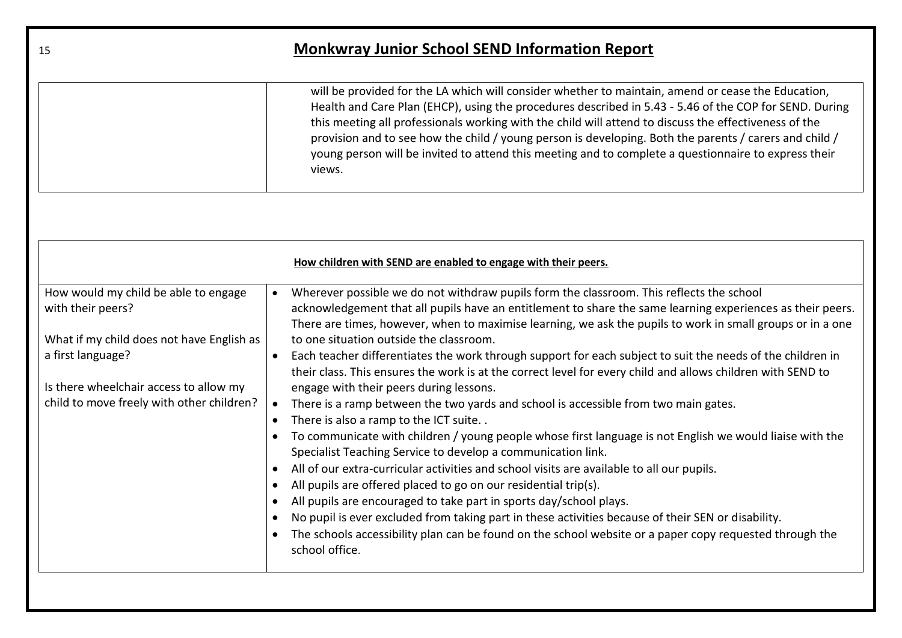# Monkwray Junior School SEND Information Report

| | |
|---|---|
| | will be provided for the LA which will consider whether to maintain, amend or cease the Education, Health and Care Plan (EHCP), using the procedures described in 5.43 - 5.46 of the COP for SEND. During this meeting all professionals working with the child will attend to discuss the effectiveness of the provision and to see how the child / young person is developing. Both the parents / carers and child / young person will be invited to attend this meeting and to complete a questionnaire to express their views. |

| How children with SEND are enabled to engage with their peers. | |
|---|---|
| How would my child be able to engage with their peers?<br><br>What if my child does not have English as a first language?<br><br>Is there wheelchair access to allow my child to move freely with other children? | • Wherever possible we do not withdraw pupils form the classroom. This reflects the school acknowledgement that all pupils have an entitlement to share the same learning experiences as their peers. There are times, however, when to maximise learning, we ask the pupils to work in small groups or in a one to one situation outside the classroom.<br>• Each teacher differentiates the work through support for each subject to suit the needs of the children in their class. This ensures the work is at the correct level for every child and allows children with SEND to engage with their peers during lessons.<br>• There is a ramp between the two yards and school is accessible from two main gates.<br>• There is also a ramp to the ICT suite. .<br>• To communicate with children / young people whose first language is not English we would liaise with the Specialist Teaching Service to develop a communication link.<br>• All of our extra-curricular activities and school visits are available to all our pupils.<br>• All pupils are offered placed to go on our residential trip(s).<br>• All pupils are encouraged to take part in sports day/school plays.<br>• No pupil is ever excluded from taking part in these activities because of their SEN or disability.<br>• The schools accessibility plan can be found on the school website or a paper copy requested through the school office. |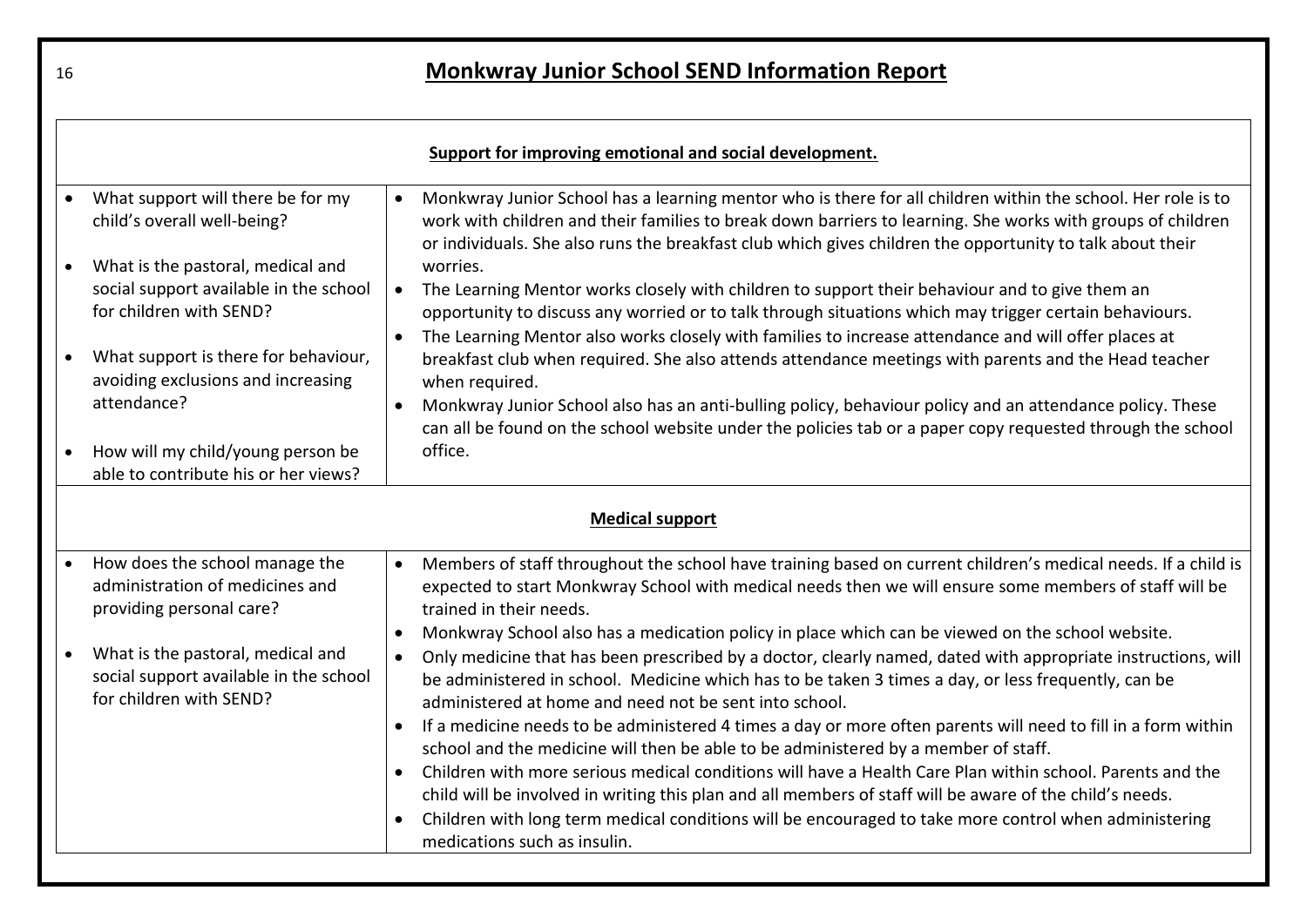# Monkwray Junior School SEND Information Report

| Support for improving emotional and social development. | |
|---|---|
| • What support will there be for my child's overall well-being?<br><br>• What is the pastoral, medical and social support available in the school for children with SEND?<br><br>• What support is there for behaviour, avoiding exclusions and increasing attendance?<br><br>• How will my child/young person be able to contribute his or her views? | • Monkwray Junior School has a learning mentor who is there for all children within the school. Her role is to work with children and their families to break down barriers to learning. She works with groups of children or individuals. She also runs the breakfast club which gives children the opportunity to talk about their worries.<br>• The Learning Mentor works closely with children to support their behaviour and to give them an opportunity to discuss any worried or to talk through situations which may trigger certain behaviours.<br>• The Learning Mentor also works closely with families to increase attendance and will offer places at breakfast club when required. She also attends attendance meetings with parents and the Head teacher when required.<br>• Monkwray Junior School also has an anti-bulling policy, behaviour policy and an attendance policy. These can all be found on the school website under the policies tab or a paper copy requested through the school office. |
| **Medical support** | |
| • How does the school manage the administration of medicines and providing personal care?<br><br>• What is the pastoral, medical and social support available in the school for children with SEND? | • Members of staff throughout the school have training based on current children's medical needs. If a child is expected to start Monkwray School with medical needs then we will ensure some members of staff will be trained in their needs.<br>• Monkwray School also has a medication policy in place which can be viewed on the school website.<br>• Only medicine that has been prescribed by a doctor, clearly named, dated with appropriate instructions, will be administered in school. Medicine which has to be taken 3 times a day, or less frequently, can be administered at home and need not be sent into school.<br>• If a medicine needs to be administered 4 times a day or more often parents will need to fill in a form within school and the medicine will then be able to be administered by a member of staff.<br>• Children with more serious medical conditions will have a Health Care Plan within school. Parents and the child will be involved in writing this plan and all members of staff will be aware of the child's needs.<br>• Children with long term medical conditions will be encouraged to take more control when administering medications such as insulin. |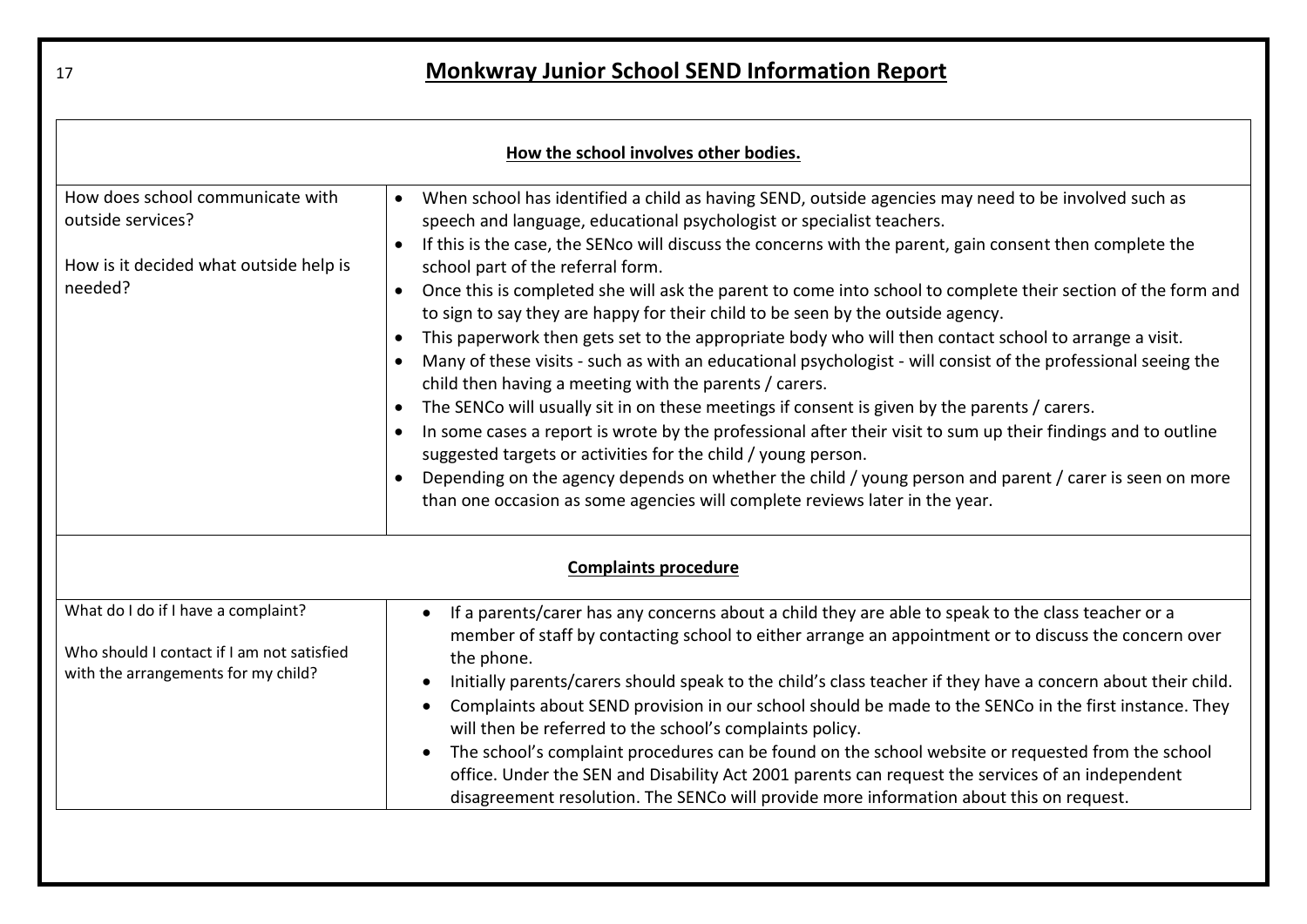# Monkwray Junior School SEND Information Report

| How the school involves other bodies. | |
|---|---|
| How does school communicate with outside services?<br><br>How is it decided what outside help is needed? | • When school has identified a child as having SEND, outside agencies may need to be involved such as speech and language, educational psychologist or specialist teachers.<br>• If this is the case, the SENco will discuss the concerns with the parent, gain consent then complete the school part of the referral form.<br>• Once this is completed she will ask the parent to come into school to complete their section of the form and to sign to say they are happy for their child to be seen by the outside agency.<br>• This paperwork then gets set to the appropriate body who will then contact school to arrange a visit.<br>• Many of these visits - such as with an educational psychologist - will consist of the professional seeing the child then having a meeting with the parents / carers.<br>• The SENCo will usually sit in on these meetings if consent is given by the parents / carers.<br>• In some cases a report is wrote by the professional after their visit to sum up their findings and to outline suggested targets or activities for the child / young person.<br>• Depending on the agency depends on whether the child / young person and parent / carer is seen on more than one occasion as some agencies will complete reviews later in the year. |

| Complaints procedure | |
|---|---|
| What do I do if I have a complaint?<br><br>Who should I contact if I am not satisfied with the arrangements for my child? | • If a parents/carer has any concerns about a child they are able to speak to the class teacher or a member of staff by contacting school to either arrange an appointment or to discuss the concern over the phone.<br>• Initially parents/carers should speak to the child's class teacher if they have a concern about their child.<br>• Complaints about SEND provision in our school should be made to the SENCo in the first instance. They will then be referred to the school's complaints policy.<br>• The school's complaint procedures can be found on the school website or requested from the school office. Under the SEN and Disability Act 2001 parents can request the services of an independent disagreement resolution. The SENCo will provide more information about this on request. |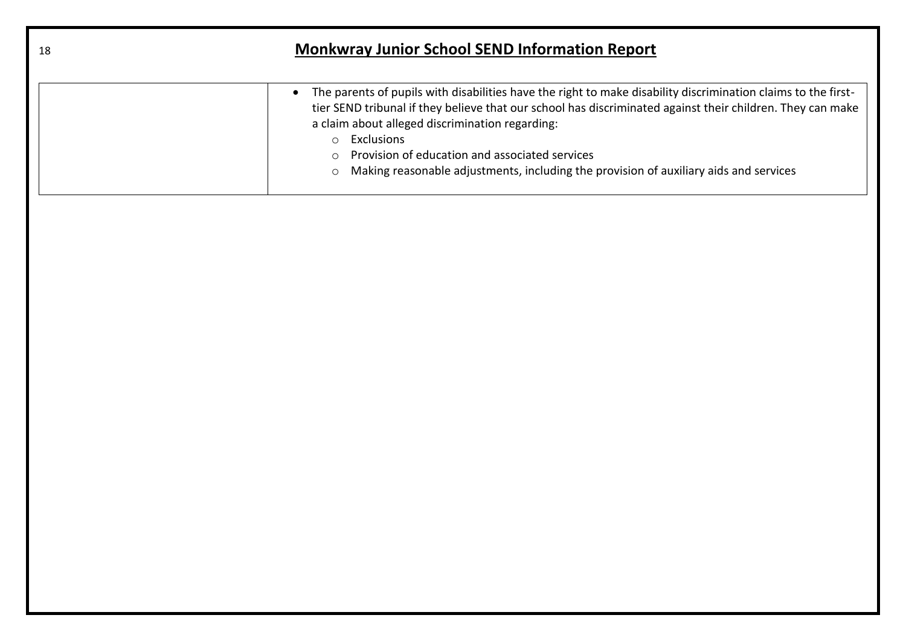| | |
|---|---|
| | • The parents of pupils with disabilities have the right to make disability discrimination claims to the first-tier SEND tribunal if they believe that our school has discriminated against their children. They can make a claim about alleged discrimination regarding:<br>○ Exclusions<br>○ Provision of education and associated services<br>○ Making reasonable adjustments, including the provision of auxiliary aids and services |